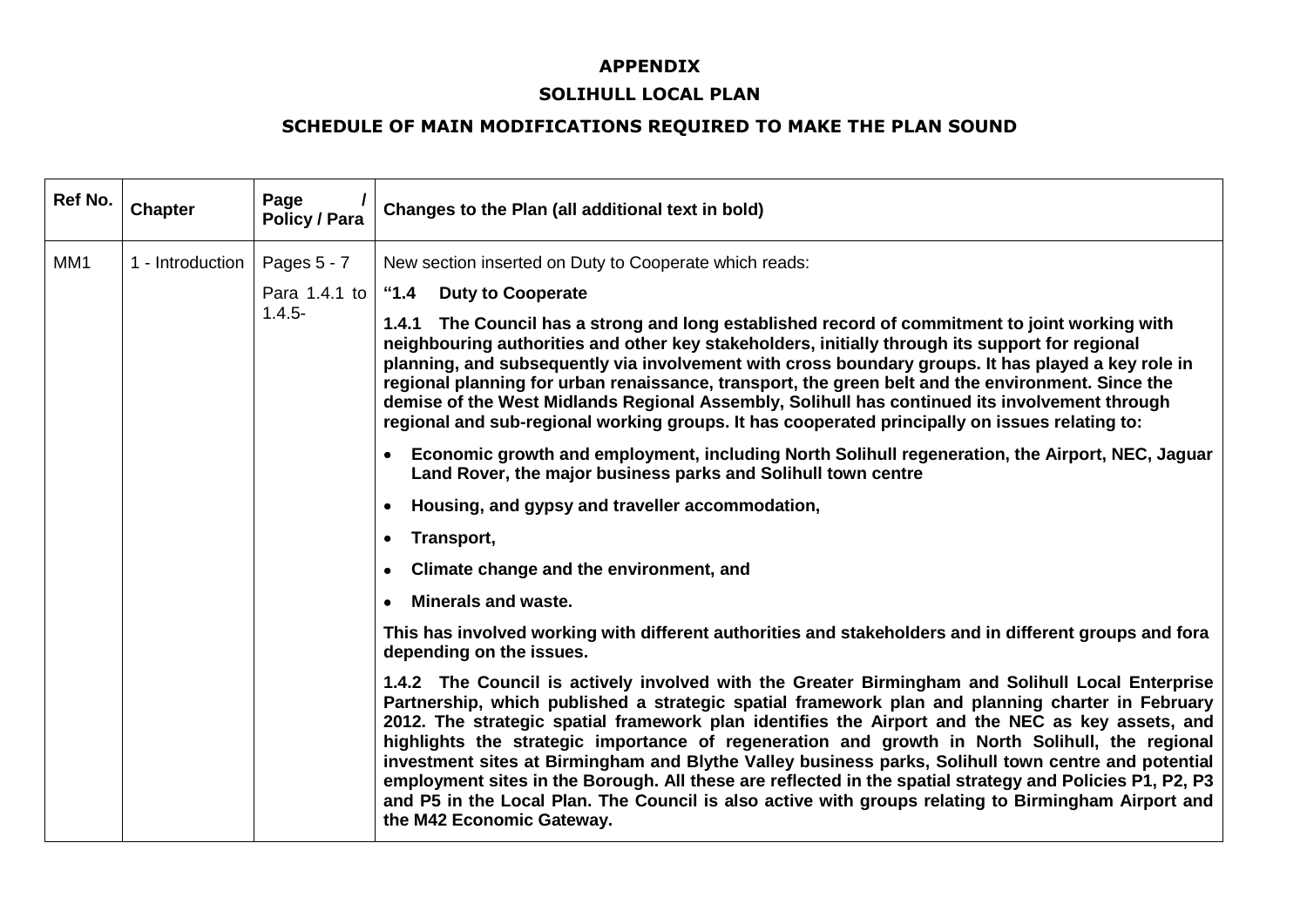**APPENDIX**

**SOLIHULL LOCAL PLAN**

**SCHEDULE OF MAIN MODIFICATIONS REQUIRED TO MAKE THE PLAN SOUND**

| Ref No. | Chapter | Page / Policy / Para | Changes to the Plan (all additional text in bold) |
|---|---|---|---|
| MM1 | 1 - Introduction | Pages 5 - 7<br><br>Para 1.4.1 to 1.4.5- | New section inserted on Duty to Cooperate which reads:<br><br>**"1.4 Duty to Cooperate**<br><br>**1.4.1 The Council has a strong and long established record of commitment to joint working with neighbouring authorities and other key stakeholders, initially through its support for regional planning, and subsequently via involvement with cross boundary groups. It has played a key role in regional planning for urban renaissance, transport, the green belt and the environment. Since the demise of the West Midlands Regional Assembly, Solihull has continued its involvement through regional and sub-regional working groups. It has cooperated principally on issues relating to:**<br><br>• **Economic growth and employment, including North Solihull regeneration, the Airport, NEC, Jaguar Land Rover, the major business parks and Solihull town centre**<br>• **Housing, and gypsy and traveller accommodation,**<br>• **Transport,**<br>• **Climate change and the environment, and**<br>• **Minerals and waste.**<br><br>**This has involved working with different authorities and stakeholders and in different groups and fora depending on the issues.**<br><br>**1.4.2 The Council is actively involved with the Greater Birmingham and Solihull Local Enterprise Partnership, which published a strategic spatial framework plan and planning charter in February 2012. The strategic spatial framework plan identifies the Airport and the NEC as key assets, and highlights the strategic importance of regeneration and growth in North Solihull, the regional investment sites at Birmingham and Blythe Valley business parks, Solihull town centre and potential employment sites in the Borough. All these are reflected in the spatial strategy and Policies P1, P2, P3 and P5 in the Local Plan. The Council is also active with groups relating to Birmingham Airport and the M42 Economic Gateway.** |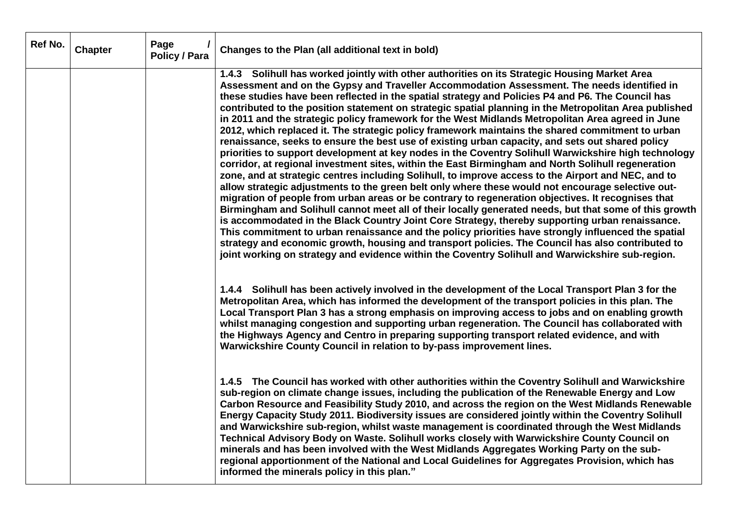| Ref No. | Chapter | Page / Policy / Para | Changes to the Plan (all additional text in bold) |
|---|---|---|---|
| | | | **1.4.3 Solihull has worked jointly with other authorities on its Strategic Housing Market Area Assessment and on the Gypsy and Traveller Accommodation Assessment. The needs identified in these studies have been reflected in the spatial strategy and Policies P4 and P6. The Council has contributed to the position statement on strategic spatial planning in the Metropolitan Area published in 2011 and the strategic policy framework for the West Midlands Metropolitan Area agreed in June 2012, which replaced it. The strategic policy framework maintains the shared commitment to urban renaissance, seeks to ensure the best use of existing urban capacity, and sets out shared policy priorities to support development at key nodes in the Coventry Solihull Warwickshire high technology corridor, at regional investment sites, within the East Birmingham and North Solihull regeneration zone, and at strategic centres including Solihull, to improve access to the Airport and NEC, and to allow strategic adjustments to the green belt only where these would not encourage selective out-migration of people from urban areas or be contrary to regeneration objectives. It recognises that Birmingham and Solihull cannot meet all of their locally generated needs, but that some of this growth is accommodated in the Black Country Joint Core Strategy, thereby supporting urban renaissance. This commitment to urban renaissance and the policy priorities have strongly influenced the spatial strategy and economic growth, housing and transport policies. The Council has also contributed to joint working on strategy and evidence within the Coventry Solihull and Warwickshire sub-region.**<br><br>**1.4.4 Solihull has been actively involved in the development of the Local Transport Plan 3 for the Metropolitan Area, which has informed the development of the transport policies in this plan. The Local Transport Plan 3 has a strong emphasis on improving access to jobs and on enabling growth whilst managing congestion and supporting urban regeneration. The Council has collaborated with the Highways Agency and Centro in preparing supporting transport related evidence, and with Warwickshire County Council in relation to by-pass improvement lines.**<br><br>**1.4.5 The Council has worked with other authorities within the Coventry Solihull and Warwickshire sub-region on climate change issues, including the publication of the Renewable Energy and Low Carbon Resource and Feasibility Study 2010, and across the region on the West Midlands Renewable Energy Capacity Study 2011. Biodiversity issues are considered jointly within the Coventry Solihull and Warwickshire sub-region, whilst waste management is coordinated through the West Midlands Technical Advisory Body on Waste. Solihull works closely with Warwickshire County Council on minerals and has been involved with the West Midlands Aggregates Working Party on the sub-regional apportionment of the National and Local Guidelines for Aggregates Provision, which has informed the minerals policy in this plan."** |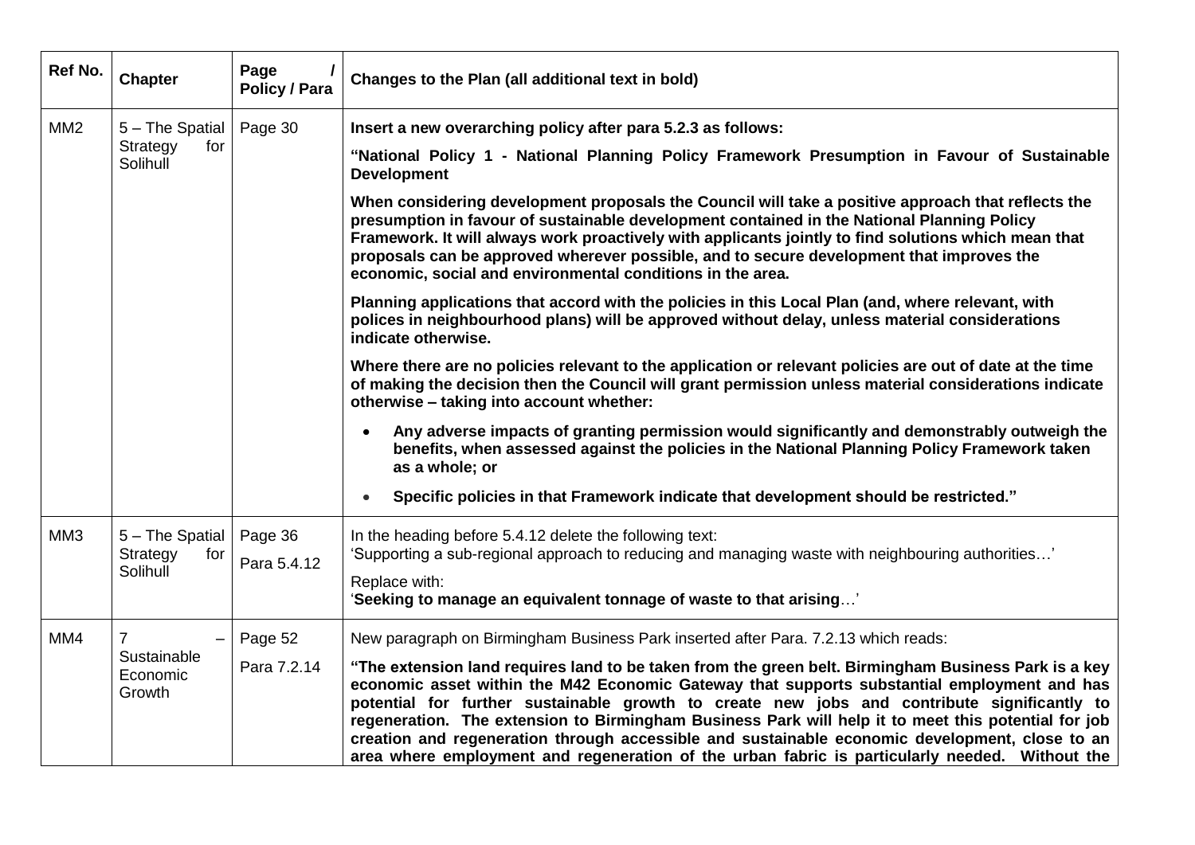| Ref No. | Chapter | Page / Policy / Para | Changes to the Plan (all additional text in bold) |
|---|---|---|---|
| MM2 | 5 – The Spatial Strategy for Solihull | Page 30 | **Insert a new overarching policy after para 5.2.3 as follows:**<br><br>**"National Policy 1 - National Planning Policy Framework Presumption in Favour of Sustainable Development**<br><br>**When considering development proposals the Council will take a positive approach that reflects the presumption in favour of sustainable development contained in the National Planning Policy Framework. It will always work proactively with applicants jointly to find solutions which mean that proposals can be approved wherever possible, and to secure development that improves the economic, social and environmental conditions in the area.**<br><br>**Planning applications that accord with the policies in this Local Plan (and, where relevant, with polices in neighbourhood plans) will be approved without delay, unless material considerations indicate otherwise.**<br><br>**Where there are no policies relevant to the application or relevant policies are out of date at the time of making the decision then the Council will grant permission unless material considerations indicate otherwise – taking into account whether:**<br><br>• **Any adverse impacts of granting permission would significantly and demonstrably outweigh the benefits, when assessed against the policies in the National Planning Policy Framework taken as a whole; or**<br><br>• **Specific policies in that Framework indicate that development should be restricted."** |
| MM3 | 5 – The Spatial Strategy for Solihull | Page 36<br><br>Para 5.4.12 | In the heading before 5.4.12 delete the following text:<br>'Supporting a sub-regional approach to reducing and managing waste with neighbouring authorities…'<br><br>Replace with:<br>'**Seeking to manage an equivalent tonnage of waste to that arising**…' |
| MM4 | 7 – Sustainable Economic Growth | Page 52<br><br>Para 7.2.14 | New paragraph on Birmingham Business Park inserted after Para. 7.2.13 which reads:<br><br>**"The extension land requires land to be taken from the green belt. Birmingham Business Park is a key economic asset within the M42 Economic Gateway that supports substantial employment and has potential for further sustainable growth to create new jobs and contribute significantly to regeneration. The extension to Birmingham Business Park will help it to meet this potential for job creation and regeneration through accessible and sustainable economic development, close to an area where employment and regeneration of the urban fabric is particularly needed. Without the** |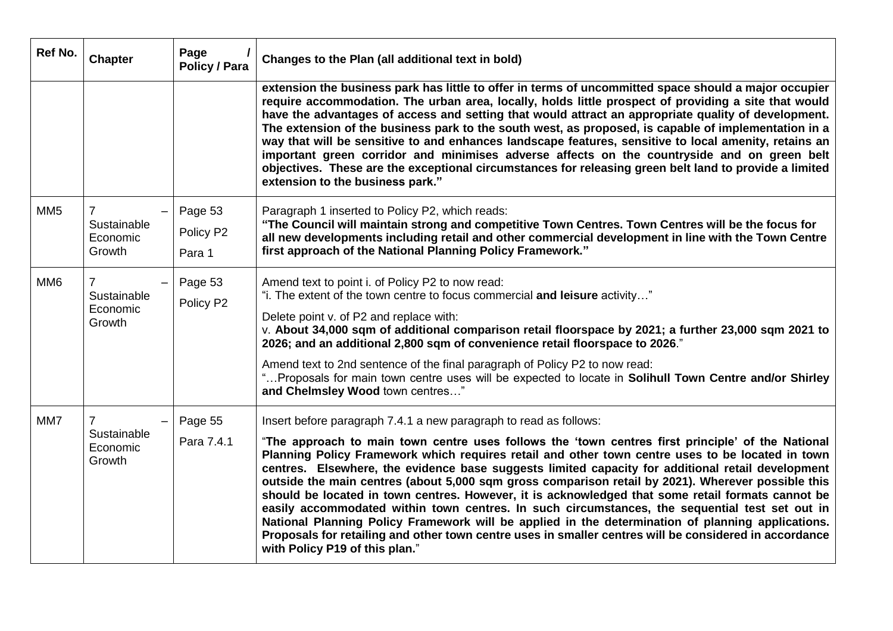| Ref No. | Chapter | Page / Policy / Para | Changes to the Plan (all additional text in bold) |
|---|---|---|---|
| | | | **extension the business park has little to offer in terms of uncommitted space should a major occupier require accommodation. The urban area, locally, holds little prospect of providing a site that would have the advantages of access and setting that would attract an appropriate quality of development. The extension of the business park to the south west, as proposed, is capable of implementation in a way that will be sensitive to and enhances landscape features, sensitive to local amenity, retains an important green corridor and minimises adverse affects on the countryside and on green belt objectives. These are the exceptional circumstances for releasing green belt land to provide a limited extension to the business park."** |
| MM5 | 7 – Sustainable Economic Growth | Page 53 Policy P2 Para 1 | Paragraph 1 inserted to Policy P2, which reads: **"The Council will maintain strong and competitive Town Centres. Town Centres will be the focus for all new developments including retail and other commercial development in line with the Town Centre first approach of the National Planning Policy Framework."** |
| MM6 | 7 – Sustainable Economic Growth | Page 53 Policy P2 | Amend text to point i. of Policy P2 to now read: "i. The extent of the town centre to focus commercial **and leisure** activity…"<br><br>Delete point v. of P2 and replace with: v. **About 34,000 sqm of additional comparison retail floorspace by 2021; a further 23,000 sqm 2021 to 2026; and an additional 2,800 sqm of convenience retail floorspace to 2026**."<br><br>Amend text to 2nd sentence of the final paragraph of Policy P2 to now read: "…Proposals for main town centre uses will be expected to locate in **Solihull Town Centre and/or Shirley and Chelmsley Wood** town centres…" |
| MM7 | 7 – Sustainable Economic Growth | Page 55 Para 7.4.1 | Insert before paragraph 7.4.1 a new paragraph to read as follows:<br><br>"**The approach to main town centre uses follows the 'town centres first principle' of the National Planning Policy Framework which requires retail and other town centre uses to be located in town centres. Elsewhere, the evidence base suggests limited capacity for additional retail development outside the main centres (about 5,000 sqm gross comparison retail by 2021). Wherever possible this should be located in town centres. However, it is acknowledged that some retail formats cannot be easily accommodated within town centres. In such circumstances, the sequential test set out in National Planning Policy Framework will be applied in the determination of planning applications. Proposals for retailing and other town centre uses in smaller centres will be considered in accordance with Policy P19 of this plan.**" |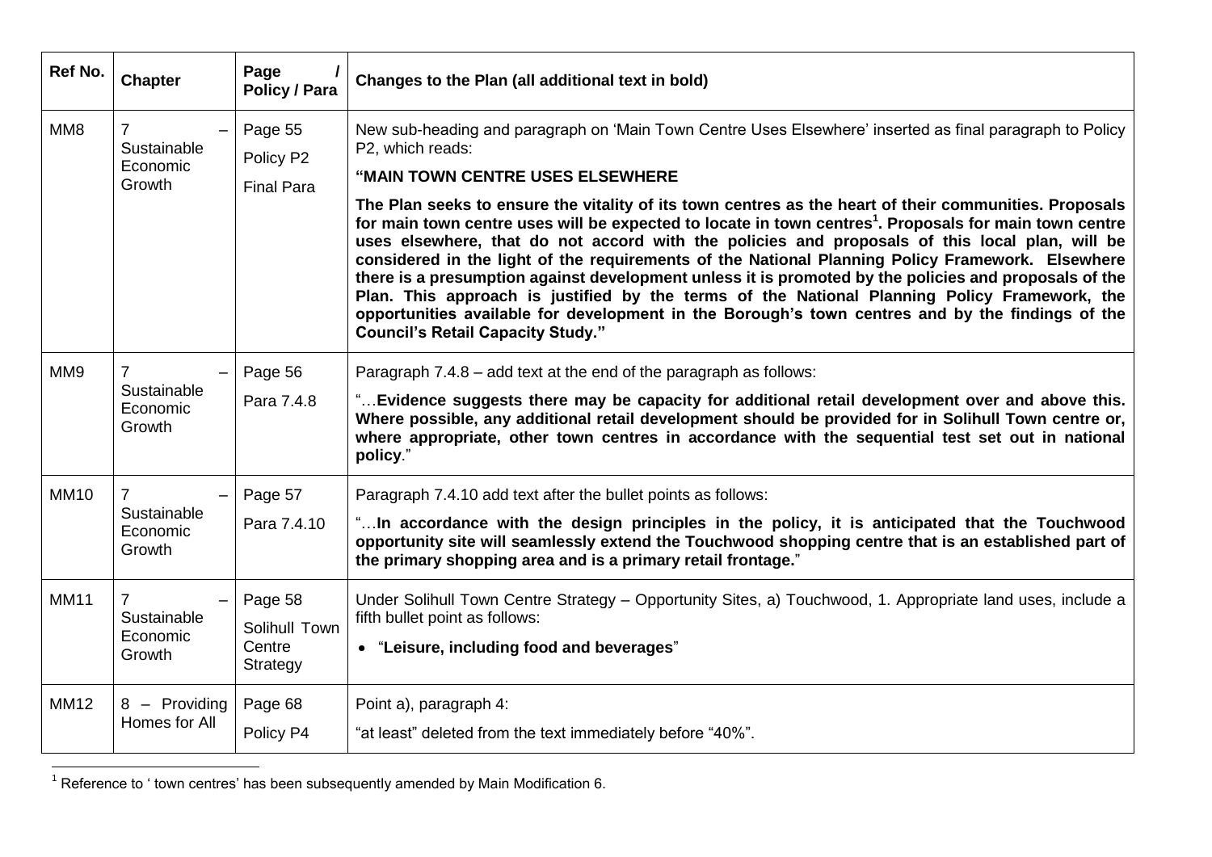| Ref No. | Chapter | Page / Policy / Para | Changes to the Plan (all additional text in bold) |
|---|---|---|---|
| MM8 | 7 – Sustainable Economic Growth | Page 55<br>Policy P2<br>Final Para | New sub-heading and paragraph on 'Main Town Centre Uses Elsewhere' inserted as final paragraph to Policy P2, which reads:<br>**"MAIN TOWN CENTRE USES ELSEWHERE**<br>**The Plan seeks to ensure the vitality of its town centres as the heart of their communities. Proposals for main town centre uses will be expected to locate in town centres[1]. Proposals for main town centre uses elsewhere, that do not accord with the policies and proposals of this local plan, will be considered in the light of the requirements of the National Planning Policy Framework. Elsewhere there is a presumption against development unless it is promoted by the policies and proposals of the Plan. This approach is justified by the terms of the National Planning Policy Framework, the opportunities available for development in the Borough's town centres and by the findings of the Council's Retail Capacity Study."** |
| MM9 | 7 – Sustainable Economic Growth | Page 56<br>Para 7.4.8 | Paragraph 7.4.8 – add text at the end of the paragraph as follows:<br>"…**Evidence suggests there may be capacity for additional retail development over and above this. Where possible, any additional retail development should be provided for in Solihull Town centre or, where appropriate, other town centres in accordance with the sequential test set out in national policy**." |
| MM10 | 7 – Sustainable Economic Growth | Page 57<br>Para 7.4.10 | Paragraph 7.4.10 add text after the bullet points as follows:<br>"…**In accordance with the design principles in the policy, it is anticipated that the Touchwood opportunity site will seamlessly extend the Touchwood shopping centre that is an established part of the primary shopping area and is a primary retail frontage.**" |
| MM11 | 7 – Sustainable Economic Growth | Page 58<br>Solihull Town Centre Strategy | Under Solihull Town Centre Strategy – Opportunity Sites, a) Touchwood, 1. Appropriate land uses, include a fifth bullet point as follows:<br>• "**Leisure, including food and beverages**" |
| MM12 | 8 – Providing Homes for All | Page 68<br>Policy P4 | Point a), paragraph 4:<br>"at least" deleted from the text immediately before "40%". |

[1] Reference to ' town centres' has been subsequently amended by Main Modification 6.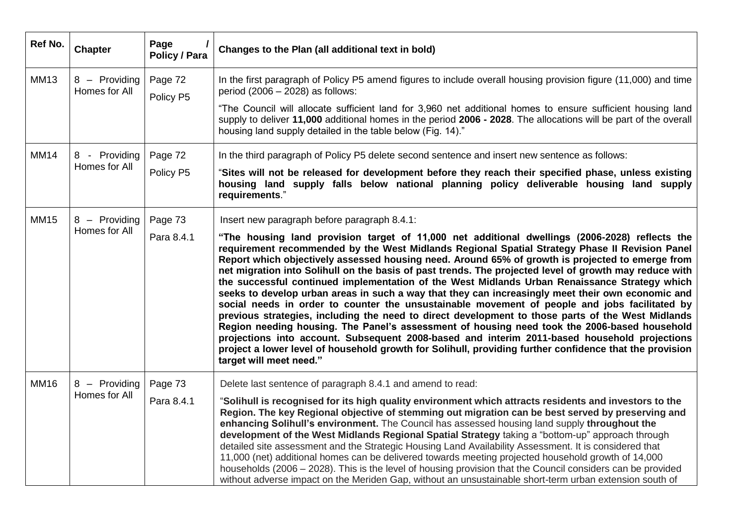| Ref No. | Chapter | Page / Policy / Para | Changes to the Plan (all additional text in bold) |
|---|---|---|---|
| MM13 | 8 – Providing Homes for All | Page 72<br>Policy P5 | In the first paragraph of Policy P5 amend figures to include overall housing provision figure (11,000) and time period (2006 – 2028) as follows:<br>"The Council will allocate sufficient land for 3,960 net additional homes to ensure sufficient housing land supply to deliver **11,000** additional homes in the period **2006 - 2028**. The allocations will be part of the overall housing land supply detailed in the table below (Fig. 14)." |
| MM14 | 8 - Providing Homes for All | Page 72<br>Policy P5 | In the third paragraph of Policy P5 delete second sentence and insert new sentence as follows:<br>"**Sites will not be released for development before they reach their specified phase, unless existing housing land supply falls below national planning policy deliverable housing land supply requirements**." |
| MM15 | 8 – Providing Homes for All | Page 73<br>Para 8.4.1 | Insert new paragraph before paragraph 8.4.1:<br>**"The housing land provision target of 11,000 net additional dwellings (2006-2028) reflects the requirement recommended by the West Midlands Regional Spatial Strategy Phase II Revision Panel Report which objectively assessed housing need. Around 65% of growth is projected to emerge from net migration into Solihull on the basis of past trends. The projected level of growth may reduce with the successful continued implementation of the West Midlands Urban Renaissance Strategy which seeks to develop urban areas in such a way that they can increasingly meet their own economic and social needs in order to counter the unsustainable movement of people and jobs facilitated by previous strategies, including the need to direct development to those parts of the West Midlands Region needing housing. The Panel's assessment of housing need took the 2006-based household projections into account. Subsequent 2008-based and interim 2011-based household projections project a lower level of household growth for Solihull, providing further confidence that the provision target will meet need."** |
| MM16 | 8 – Providing Homes for All | Page 73<br>Para 8.4.1 | Delete last sentence of paragraph 8.4.1 and amend to read:<br>"**Solihull is recognised for its high quality environment which attracts residents and investors to the Region. The key Regional objective of stemming out migration can be best served by preserving and enhancing Solihull's environment.** The Council has assessed housing land supply **throughout the development of the West Midlands Regional Spatial Strategy** taking a "bottom-up" approach through detailed site assessment and the Strategic Housing Land Availability Assessment. It is considered that 11,000 (net) additional homes can be delivered towards meeting projected household growth of 14,000 households (2006 – 2028). This is the level of housing provision that the Council considers can be provided without adverse impact on the Meriden Gap, without an unsustainable short-term urban extension south of |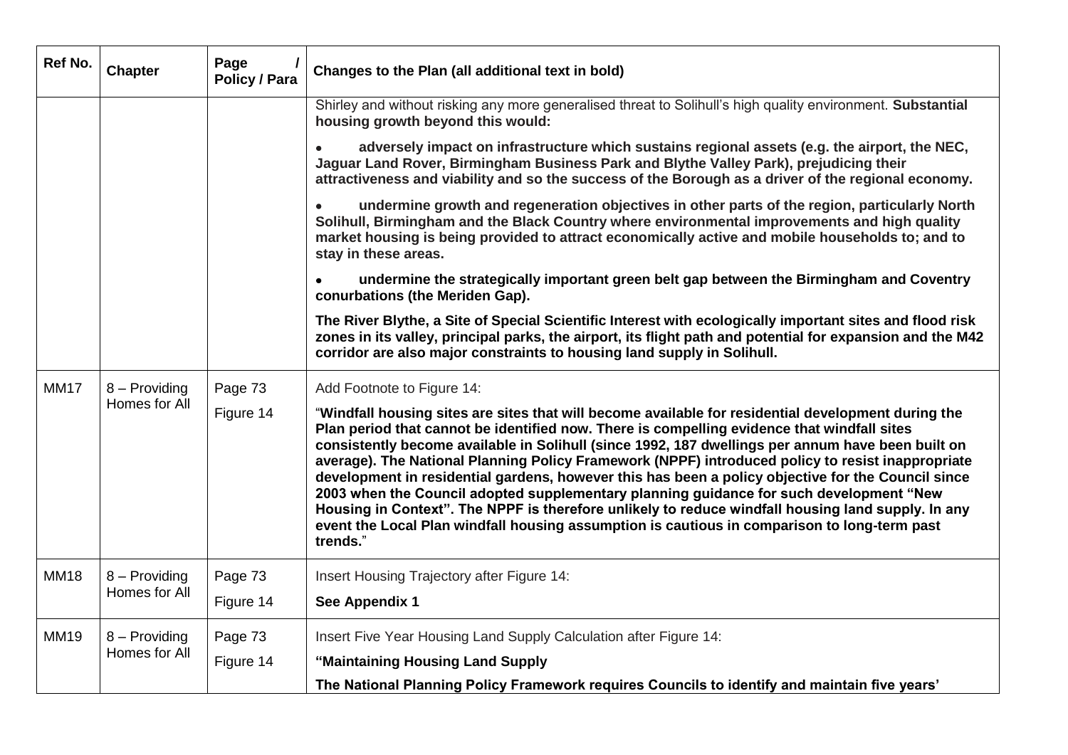| Ref No. | Chapter | Page / Policy / Para | Changes to the Plan (all additional text in bold) |
|---|---|---|---|
| | | | Shirley and without risking any more generalised threat to Solihull's high quality environment. **Substantial housing growth beyond this would:**<br><br>• **adversely impact on infrastructure which sustains regional assets (e.g. the airport, the NEC, Jaguar Land Rover, Birmingham Business Park and Blythe Valley Park), prejudicing their attractiveness and viability and so the success of the Borough as a driver of the regional economy.**<br><br>• **undermine growth and regeneration objectives in other parts of the region, particularly North Solihull, Birmingham and the Black Country where environmental improvements and high quality market housing is being provided to attract economically active and mobile households to; and to stay in these areas.**<br><br>• **undermine the strategically important green belt gap between the Birmingham and Coventry conurbations (the Meriden Gap).**<br><br>**The River Blythe, a Site of Special Scientific Interest with ecologically important sites and flood risk zones in its valley, principal parks, the airport, its flight path and potential for expansion and the M42 corridor are also major constraints to housing land supply in Solihull.** |
| MM17 | 8 – Providing Homes for All | Page 73<br><br>Figure 14 | Add Footnote to Figure 14:<br><br>"**Windfall housing sites are sites that will become available for residential development during the Plan period that cannot be identified now. There is compelling evidence that windfall sites consistently become available in Solihull (since 1992, 187 dwellings per annum have been built on average). The National Planning Policy Framework (NPPF) introduced policy to resist inappropriate development in residential gardens, however this has been a policy objective for the Council since 2003 when the Council adopted supplementary planning guidance for such development "New Housing in Context". The NPPF is therefore unlikely to reduce windfall housing land supply. In any event the Local Plan windfall housing assumption is cautious in comparison to long-term past trends.**" |
| MM18 | 8 – Providing Homes for All | Page 73<br><br>Figure 14 | Insert Housing Trajectory after Figure 14:<br><br>**See Appendix 1** |
| MM19 | 8 – Providing Homes for All | Page 73<br><br>Figure 14 | Insert Five Year Housing Land Supply Calculation after Figure 14:<br><br>**"Maintaining Housing Land Supply**<br><br>**The National Planning Policy Framework requires Councils to identify and maintain five years'** |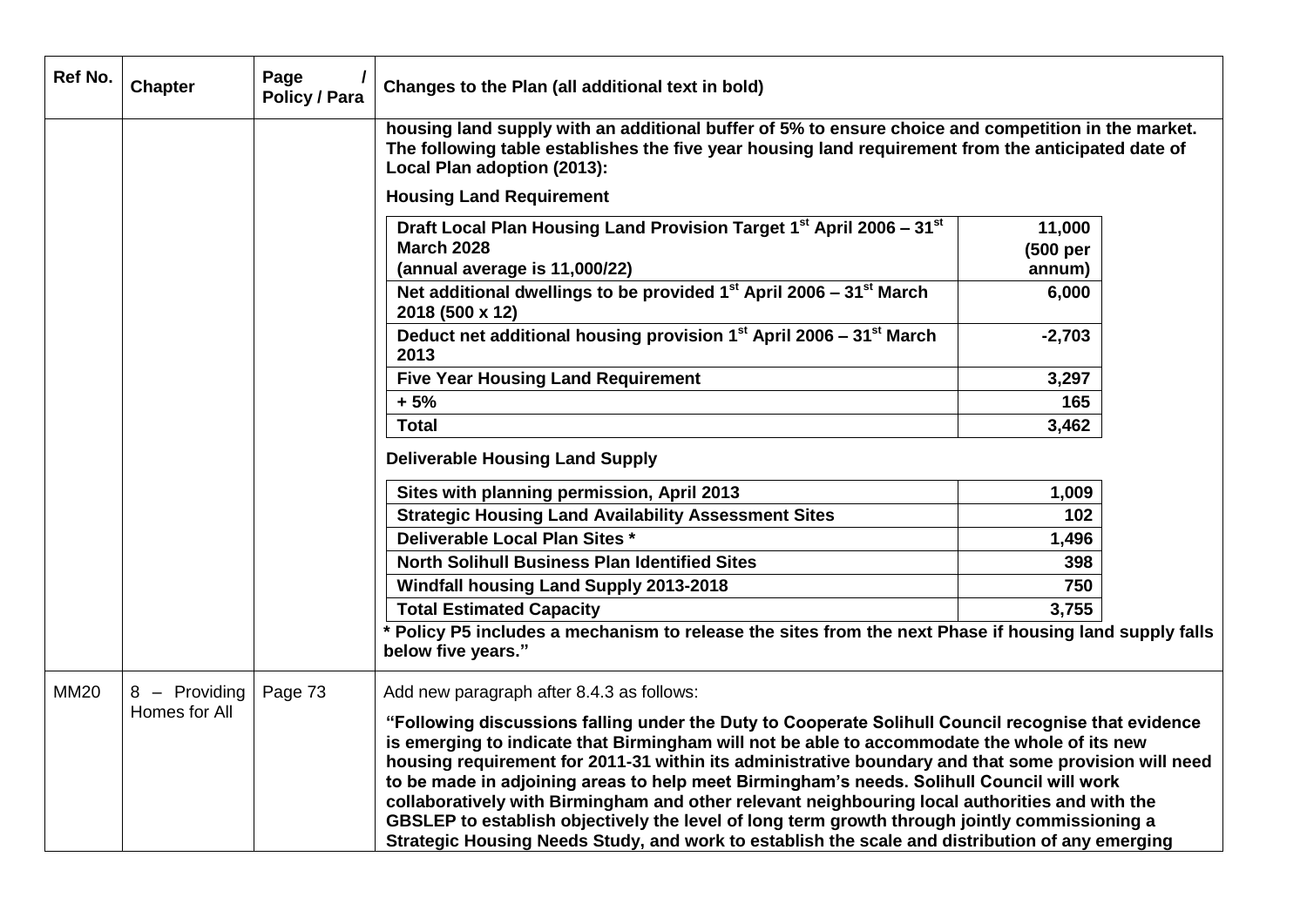| Ref No. | Chapter | Page / Policy / Para | Changes to the Plan (all additional text in bold) |
|---|---|---|---|
| | | | **housing land supply with an additional buffer of 5% to ensure choice and competition in the market. The following table establishes the five year housing land requirement from the anticipated date of Local Plan adoption (2013):** |
| MM20 | 8 – Providing Homes for All | Page 73 | Add new paragraph after 8.4.3 as follows: **"Following discussions falling under the Duty to Cooperate Solihull Council recognise that evidence is emerging to indicate that Birmingham will not be able to accommodate the whole of its new housing requirement for 2011-31 within its administrative boundary and that some provision will need to be made in adjoining areas to help meet Birmingham's needs. Solihull Council will work collaboratively with Birmingham and other relevant neighbouring local authorities and with the GBSLEP to establish objectively the level of long term growth through jointly commissioning a Strategic Housing Needs Study, and work to establish the scale and distribution of any emerging** |

**Housing Land Requirement**

| | |
|---|---|
| **Draft Local Plan Housing Land Provision Target 1st April 2006 – 31st March 2028 (annual average is 11,000/22)** | **11,000 (500 per annum)** |
| **Net additional dwellings to be provided 1st April 2006 – 31st March 2018 (500 x 12)** | **6,000** |
| **Deduct net additional housing provision 1st April 2006 – 31st March 2013** | **-2,703** |
| **Five Year Housing Land Requirement** | **3,297** |
| **+ 5%** | **165** |
| **Total** | **3,462** |

**Deliverable Housing Land Supply**

| | |
|---|---|
| **Sites with planning permission, April 2013** | **1,009** |
| **Strategic Housing Land Availability Assessment Sites** | **102** |
| **Deliverable Local Plan Sites *** | **1,496** |
| **North Solihull Business Plan Identified Sites** | **398** |
| **Windfall housing Land Supply 2013-2018** | **750** |
| **Total Estimated Capacity** | **3,755** |

**\* Policy P5 includes a mechanism to release the sites from the next Phase if housing land supply falls below five years."**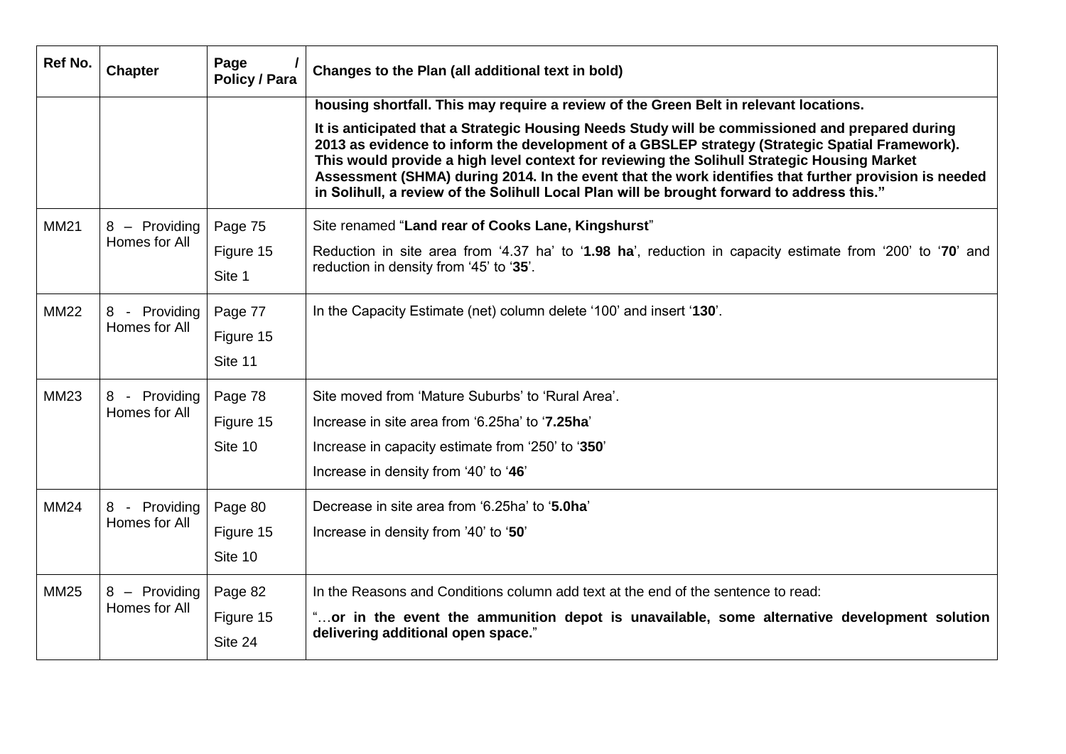| Ref No. | Chapter | Page / Policy / Para | Changes to the Plan (all additional text in bold) |
|---|---|---|---|
| | | | **housing shortfall. This may require a review of the Green Belt in relevant locations.** <br><br> **It is anticipated that a Strategic Housing Needs Study will be commissioned and prepared during 2013 as evidence to inform the development of a GBSLEP strategy (Strategic Spatial Framework). This would provide a high level context for reviewing the Solihull Strategic Housing Market Assessment (SHMA) during 2014. In the event that the work identifies that further provision is needed in Solihull, a review of the Solihull Local Plan will be brought forward to address this."** |
| MM21 | 8 – Providing Homes for All | Page 75 <br> Figure 15 <br> Site 1 | Site renamed "**Land rear of Cooks Lane, Kingshurst**" <br><br> Reduction in site area from '4.37 ha' to '**1.98 ha**', reduction in capacity estimate from '200' to '**70**' and reduction in density from '45' to '**35**'. |
| MM22 | 8 - Providing Homes for All | Page 77 <br> Figure 15 <br> Site 11 | In the Capacity Estimate (net) column delete '100' and insert '**130**'. |
| MM23 | 8 - Providing Homes for All | Page 78 <br> Figure 15 <br> Site 10 | Site moved from 'Mature Suburbs' to 'Rural Area'. <br><br> Increase in site area from '6.25ha' to '**7.25ha**' <br><br> Increase in capacity estimate from '250' to '**350**' <br><br> Increase in density from '40' to '**46**' |
| MM24 | 8 - Providing Homes for All | Page 80 <br> Figure 15 <br> Site 10 | Decrease in site area from '6.25ha' to '**5.0ha**' <br><br> Increase in density from '40' to '**50**' |
| MM25 | 8 – Providing Homes for All | Page 82 <br> Figure 15 <br> Site 24 | In the Reasons and Conditions column add text at the end of the sentence to read: <br><br> "…**or in the event the ammunition depot is unavailable, some alternative development solution delivering additional open space.**" |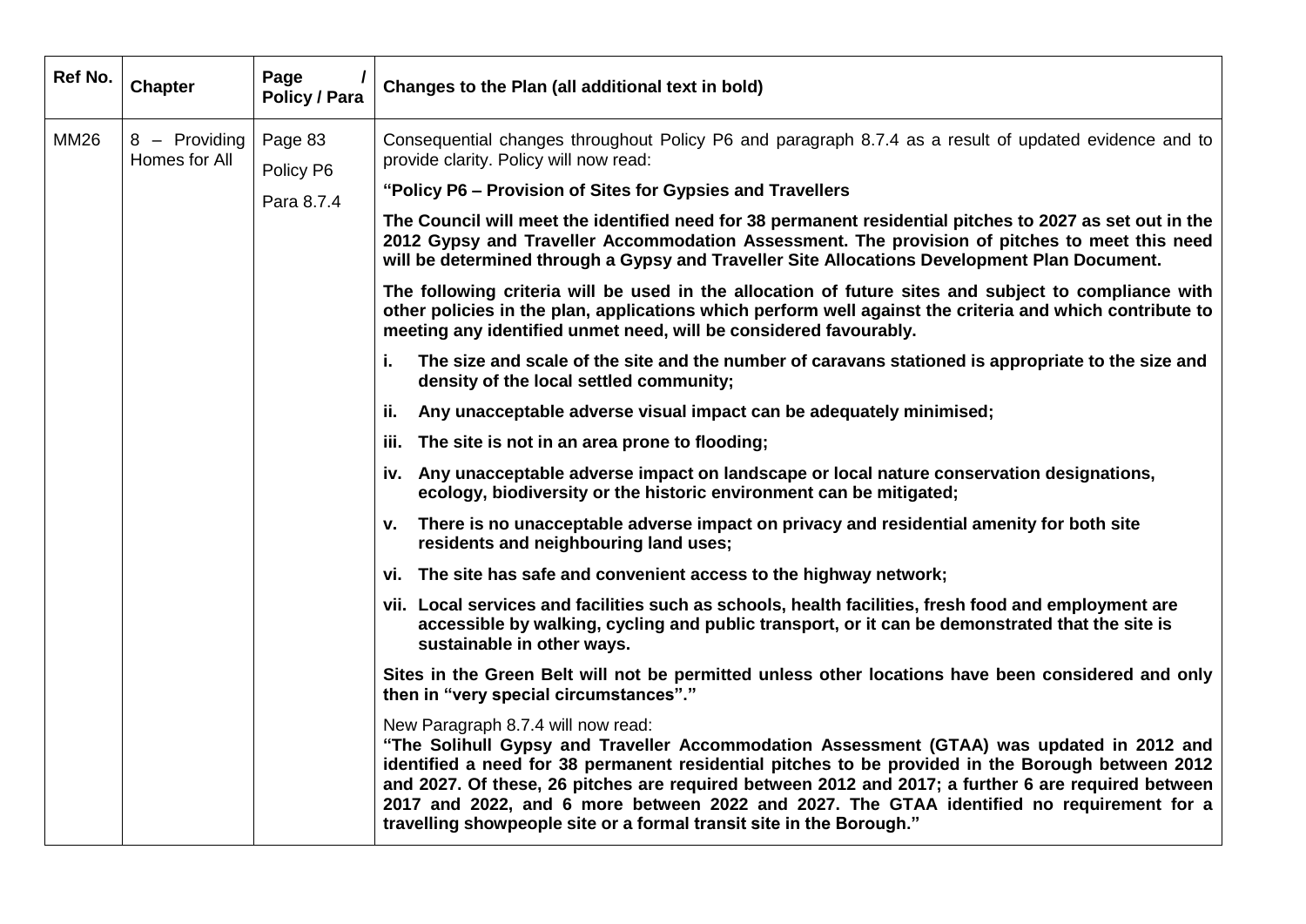| Ref No. | Chapter | Page / Policy / Para | Changes to the Plan (all additional text in bold) |
|---|---|---|---|
| MM26 | 8 – Providing Homes for All | Page 83<br>Policy P6<br>Para 8.7.4 | Consequential changes throughout Policy P6 and paragraph 8.7.4 as a result of updated evidence and to provide clarity. Policy will now read:<br>**"Policy P6 – Provision of Sites for Gypsies and Travellers**<br>**The Council will meet the identified need for 38 permanent residential pitches to 2027 as set out in the 2012 Gypsy and Traveller Accommodation Assessment. The provision of pitches to meet this need will be determined through a Gypsy and Traveller Site Allocations Development Plan Document.**<br>**The following criteria will be used in the allocation of future sites and subject to compliance with other policies in the plan, applications which perform well against the criteria and which contribute to meeting any identified unmet need, will be considered favourably.**<br>**i. The size and scale of the site and the number of caravans stationed is appropriate to the size and density of the local settled community;**<br>**ii. Any unacceptable adverse visual impact can be adequately minimised;**<br>**iii. The site is not in an area prone to flooding;**<br>**iv. Any unacceptable adverse impact on landscape or local nature conservation designations, ecology, biodiversity or the historic environment can be mitigated;**<br>**v. There is no unacceptable adverse impact on privacy and residential amenity for both site residents and neighbouring land uses;**<br>**vi. The site has safe and convenient access to the highway network;**<br>**vii. Local services and facilities such as schools, health facilities, fresh food and employment are accessible by walking, cycling and public transport, or it can be demonstrated that the site is sustainable in other ways.**<br>**Sites in the Green Belt will not be permitted unless other locations have been considered and only then in "very special circumstances"."**<br>New Paragraph 8.7.4 will now read:<br>**"The Solihull Gypsy and Traveller Accommodation Assessment (GTAA) was updated in 2012 and identified a need for 38 permanent residential pitches to be provided in the Borough between 2012 and 2027. Of these, 26 pitches are required between 2012 and 2017; a further 6 are required between 2017 and 2022, and 6 more between 2022 and 2027. The GTAA identified no requirement for a travelling showpeople site or a formal transit site in the Borough."** |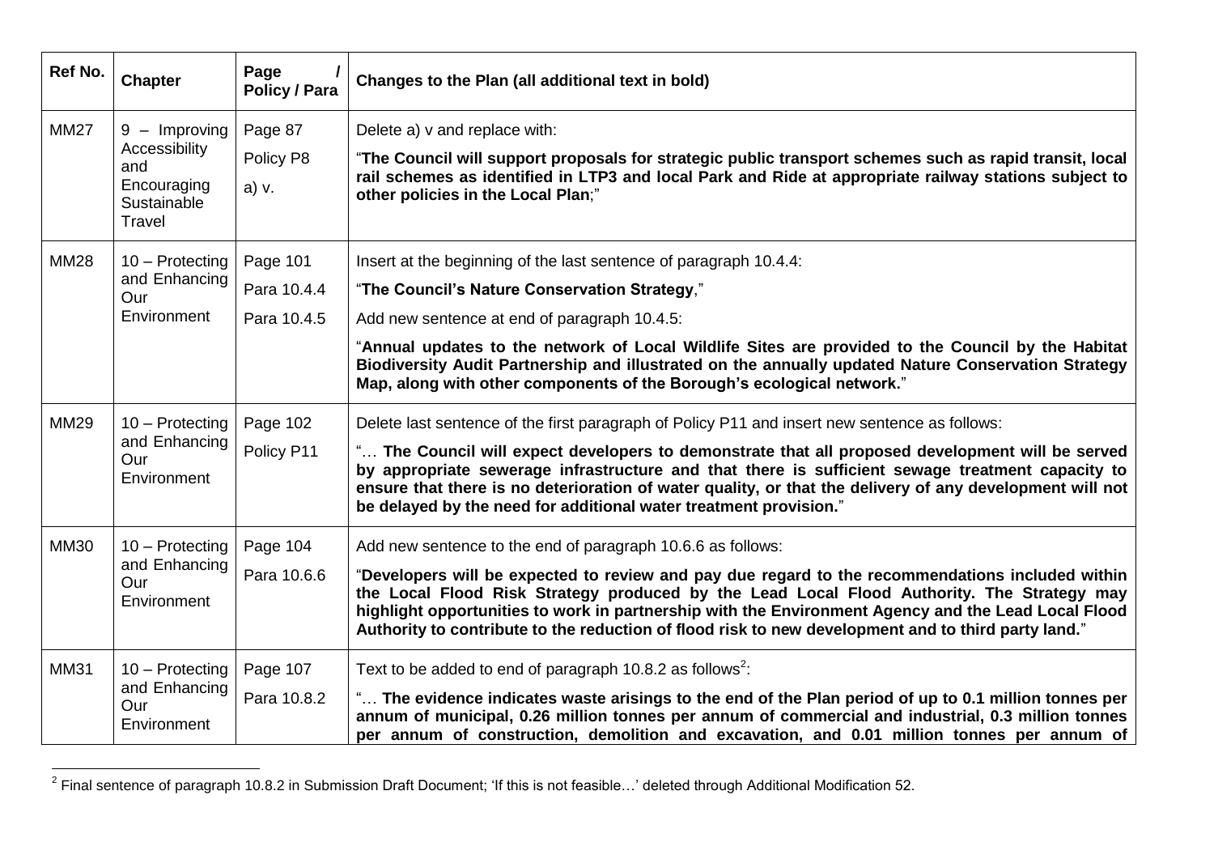| Ref No. | Chapter | Page / Policy / Para | Changes to the Plan (all additional text in bold) |
|---|---|---|---|
| MM27 | 9 – Improving Accessibility and Encouraging Sustainable Travel | Page 87<br>Policy P8<br>a) v. | Delete a) v and replace with:<br>"**The Council will support proposals for strategic public transport schemes such as rapid transit, local rail schemes as identified in LTP3 and local Park and Ride at appropriate railway stations subject to other policies in the Local Plan**;" |
| MM28 | 10 – Protecting and Enhancing Our Environment | Page 101<br>Para 10.4.4<br>Para 10.4.5 | Insert at the beginning of the last sentence of paragraph 10.4.4:<br>"**The Council's Nature Conservation Strategy**,"<br>Add new sentence at end of paragraph 10.4.5:<br>"**Annual updates to the network of Local Wildlife Sites are provided to the Council by the Habitat Biodiversity Audit Partnership and illustrated on the annually updated Nature Conservation Strategy Map, along with other components of the Borough's ecological network.**" |
| MM29 | 10 – Protecting and Enhancing Our Environment | Page 102<br>Policy P11 | Delete last sentence of the first paragraph of Policy P11 and insert new sentence as follows:<br>"… **The Council will expect developers to demonstrate that all proposed development will be served by appropriate sewerage infrastructure and that there is sufficient sewage treatment capacity to ensure that there is no deterioration of water quality, or that the delivery of any development will not be delayed by the need for additional water treatment provision.**" |
| MM30 | 10 – Protecting and Enhancing Our Environment | Page 104<br>Para 10.6.6 | Add new sentence to the end of paragraph 10.6.6 as follows:<br>"**Developers will be expected to review and pay due regard to the recommendations included within the Local Flood Risk Strategy produced by the Lead Local Flood Authority. The Strategy may highlight opportunities to work in partnership with the Environment Agency and the Lead Local Flood Authority to contribute to the reduction of flood risk to new development and to third party land.**" |
| MM31 | 10 – Protecting and Enhancing Our Environment | Page 107<br>Para 10.8.2 | Text to be added to end of paragraph 10.8.2 as follows[2]:<br>"… **The evidence indicates waste arisings to the end of the Plan period of up to 0.1 million tonnes per annum of municipal, 0.26 million tonnes per annum of commercial and industrial, 0.3 million tonnes per annum of construction, demolition and excavation, and 0.01 million tonnes per annum of** |

[2] Final sentence of paragraph 10.8.2 in Submission Draft Document; 'If this is not feasible…' deleted through Additional Modification 52.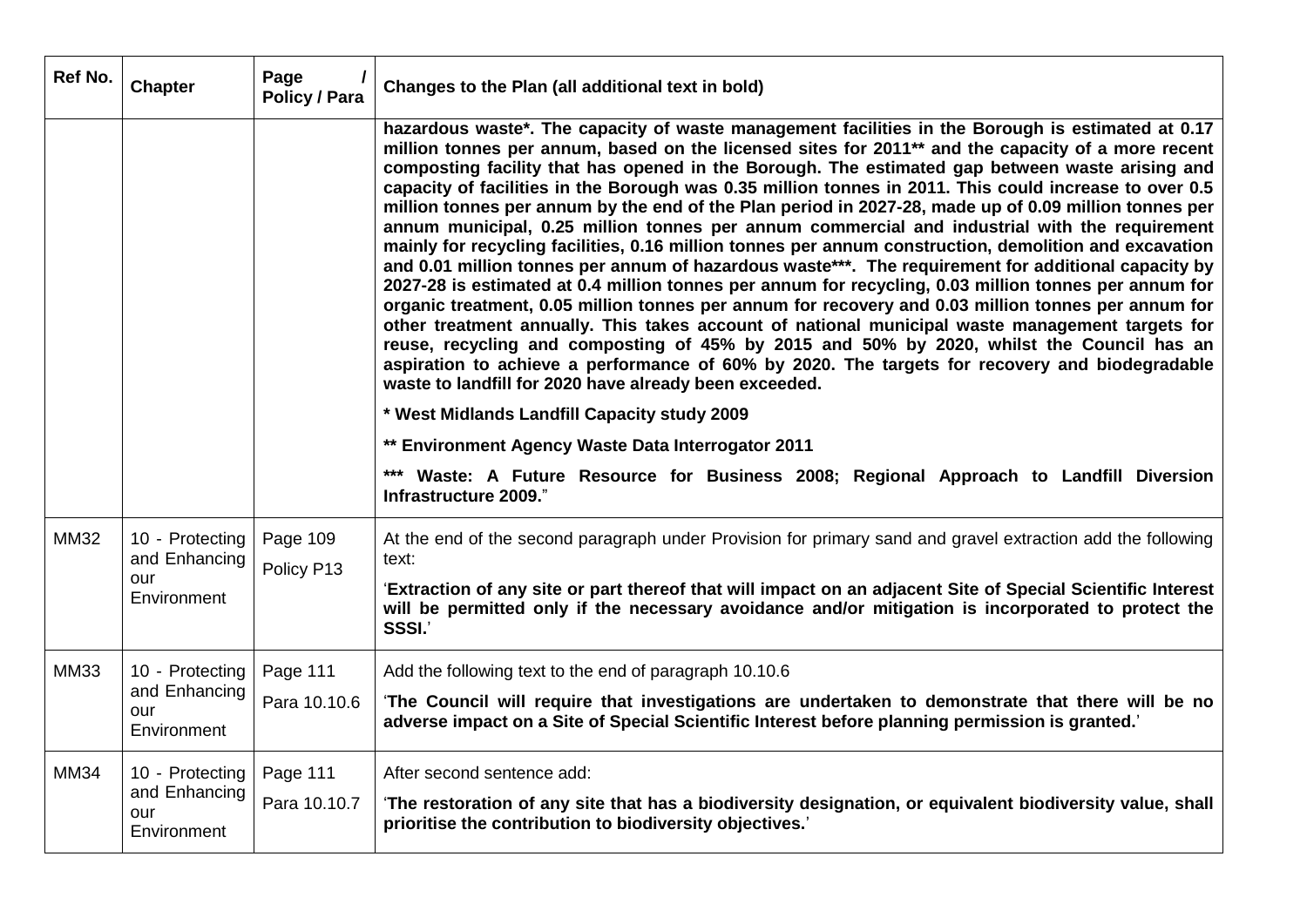| Ref No. | Chapter | Page / Policy / Para | Changes to the Plan (all additional text in bold) |
|---|---|---|---|
| | | | **hazardous waste\*. The capacity of waste management facilities in the Borough is estimated at 0.17 million tonnes per annum, based on the licensed sites for 2011\*\* and the capacity of a more recent composting facility that has opened in the Borough. The estimated gap between waste arising and capacity of facilities in the Borough was 0.35 million tonnes in 2011. This could increase to over 0.5 million tonnes per annum by the end of the Plan period in 2027-28, made up of 0.09 million tonnes per annum municipal, 0.25 million tonnes per annum commercial and industrial with the requirement mainly for recycling facilities, 0.16 million tonnes per annum construction, demolition and excavation and 0.01 million tonnes per annum of hazardous waste\*\*\*. The requirement for additional capacity by 2027-28 is estimated at 0.4 million tonnes per annum for recycling, 0.03 million tonnes per annum for organic treatment, 0.05 million tonnes per annum for recovery and 0.03 million tonnes per annum for other treatment annually. This takes account of national municipal waste management targets for reuse, recycling and composting of 45% by 2015 and 50% by 2020, whilst the Council has an aspiration to achieve a performance of 60% by 2020. The targets for recovery and biodegradable waste to landfill for 2020 have already been exceeded.**<br><br>**\* West Midlands Landfill Capacity study 2009**<br><br>**\*\* Environment Agency Waste Data Interrogator 2011**<br><br>**\*\*\* Waste: A Future Resource for Business 2008; Regional Approach to Landfill Diversion Infrastructure 2009.**" |
| MM32 | 10 - Protecting and Enhancing our Environment | Page 109<br><br>Policy P13 | At the end of the second paragraph under Provision for primary sand and gravel extraction add the following text:<br><br>'**Extraction of any site or part thereof that will impact on an adjacent Site of Special Scientific Interest will be permitted only if the necessary avoidance and/or mitigation is incorporated to protect the SSSI.**' |
| MM33 | 10 - Protecting and Enhancing our Environment | Page 111<br><br>Para 10.10.6 | Add the following text to the end of paragraph 10.10.6<br><br>'**The Council will require that investigations are undertaken to demonstrate that there will be no adverse impact on a Site of Special Scientific Interest before planning permission is granted.**' |
| MM34 | 10 - Protecting and Enhancing our Environment | Page 111<br><br>Para 10.10.7 | After second sentence add:<br><br>'**The restoration of any site that has a biodiversity designation, or equivalent biodiversity value, shall prioritise the contribution to biodiversity objectives.**' |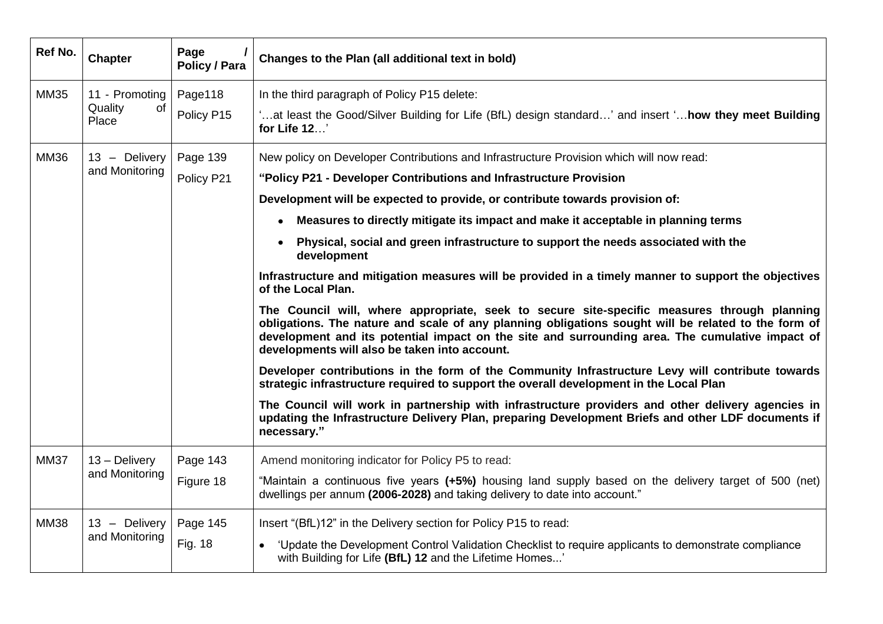| Ref No. | Chapter | Page / Policy / Para | Changes to the Plan (all additional text in bold) |
|---|---|---|---|
| MM35 | 11 - Promoting Quality of Place | Page118<br>Policy P15 | In the third paragraph of Policy P15 delete:<br>'…at least the Good/Silver Building for Life (BfL) design standard…' and insert '…**how they meet Building for Life 12**…' |
| MM36 | 13 – Delivery and Monitoring | Page 139<br>Policy P21 | New policy on Developer Contributions and Infrastructure Provision which will now read:<br>**"Policy P21 - Developer Contributions and Infrastructure Provision**<br>**Development will be expected to provide, or contribute towards provision of:**<br>• **Measures to directly mitigate its impact and make it acceptable in planning terms**<br>• **Physical, social and green infrastructure to support the needs associated with the development**<br>**Infrastructure and mitigation measures will be provided in a timely manner to support the objectives of the Local Plan.**<br>**The Council will, where appropriate, seek to secure site-specific measures through planning obligations. The nature and scale of any planning obligations sought will be related to the form of development and its potential impact on the site and surrounding area. The cumulative impact of developments will also be taken into account.**<br>**Developer contributions in the form of the Community Infrastructure Levy will contribute towards strategic infrastructure required to support the overall development in the Local Plan**<br>**The Council will work in partnership with infrastructure providers and other delivery agencies in updating the Infrastructure Delivery Plan, preparing Development Briefs and other LDF documents if necessary."** |
| MM37 | 13 – Delivery and Monitoring | Page 143<br>Figure 18 | Amend monitoring indicator for Policy P5 to read:<br>"Maintain a continuous five years **(+5%)** housing land supply based on the delivery target of 500 (net) dwellings per annum **(2006-2028)** and taking delivery to date into account." |
| MM38 | 13 – Delivery and Monitoring | Page 145<br>Fig. 18 | Insert "(BfL)12" in the Delivery section for Policy P15 to read:<br>• 'Update the Development Control Validation Checklist to require applicants to demonstrate compliance with Building for Life **(BfL) 12** and the Lifetime Homes...' |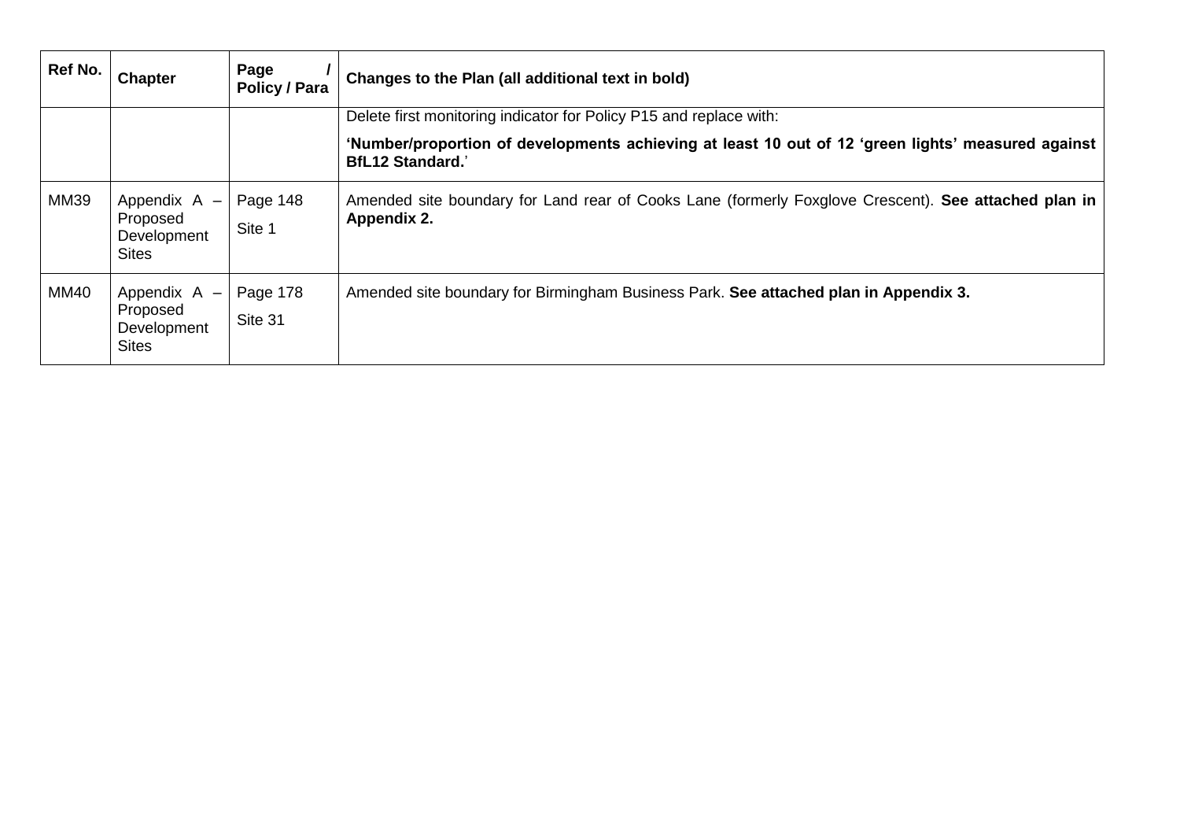| Ref No. | Chapter | Page / Policy / Para | Changes to the Plan (all additional text in bold) |
|---|---|---|---|
| | | | Delete first monitoring indicator for Policy P15 and replace with:<br><br>**'Number/proportion of developments achieving at least 10 out of 12 'green lights' measured against BfL12 Standard.**' |
| MM39 | Appendix A – Proposed Development Sites | Page 148<br><br>Site 1 | Amended site boundary for Land rear of Cooks Lane (formerly Foxglove Crescent). **See attached plan in Appendix 2.** |
| MM40 | Appendix A – Proposed Development Sites | Page 178<br><br>Site 31 | Amended site boundary for Birmingham Business Park. **See attached plan in Appendix 3.** |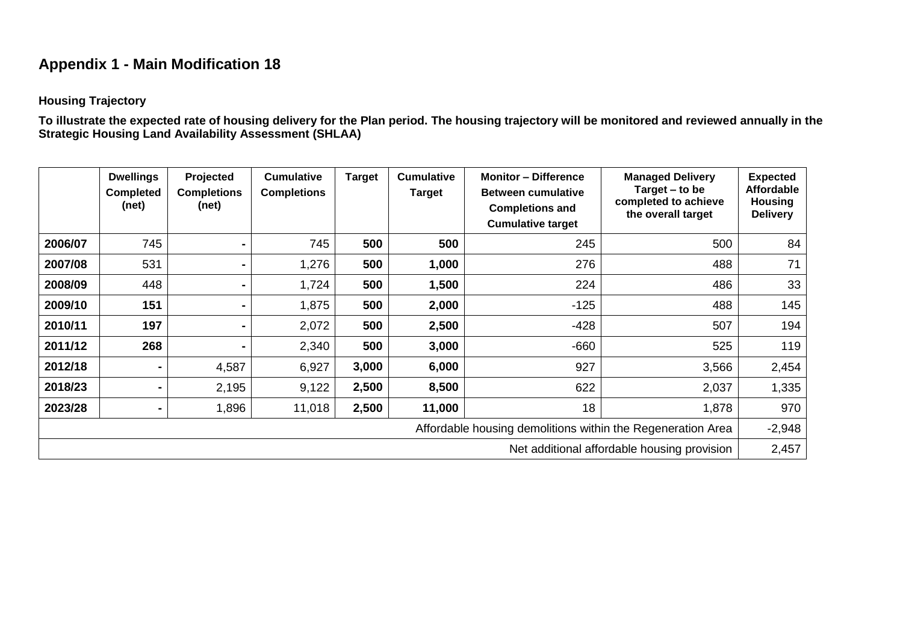# Appendix 1 - Main Modification 18

**Housing Trajectory**

**To illustrate the expected rate of housing delivery for the Plan period. The housing trajectory will be monitored and reviewed annually in the Strategic Housing Land Availability Assessment (SHLAA)**

| | Dwellings Completed (net) | Projected Completions (net) | Cumulative Completions | Target | Cumulative Target | Monitor – Difference Between cumulative Completions and Cumulative target | Managed Delivery Target – to be completed to achieve the overall target | Expected Affordable Housing Delivery |
|---|---|---|---|---|---|---|---|---|
| **2006/07** | 745 | **-** | 745 | **500** | **500** | 245 | 500 | 84 |
| **2007/08** | 531 | **-** | 1,276 | **500** | **1,000** | 276 | 488 | 71 |
| **2008/09** | 448 | **-** | 1,724 | **500** | **1,500** | 224 | 486 | 33 |
| **2009/10** | **151** | **-** | 1,875 | **500** | **2,000** | -125 | 488 | 145 |
| **2010/11** | **197** | **-** | 2,072 | **500** | **2,500** | -428 | 507 | 194 |
| **2011/12** | **268** | **-** | 2,340 | **500** | **3,000** | -660 | 525 | 119 |
| **2012/18** | **-** | 4,587 | 6,927 | **3,000** | **6,000** | 927 | 3,566 | 2,454 |
| **2018/23** | **-** | 2,195 | 9,122 | **2,500** | **8,500** | 622 | 2,037 | 1,335 |
| **2023/28** | **-** | 1,896 | 11,018 | **2,500** | **11,000** | 18 | 1,878 | 970 |
| Affordable housing demolitions within the Regeneration Area | | | | | | | | -2,948 |
| Net additional affordable housing provision | | | | | | | | 2,457 |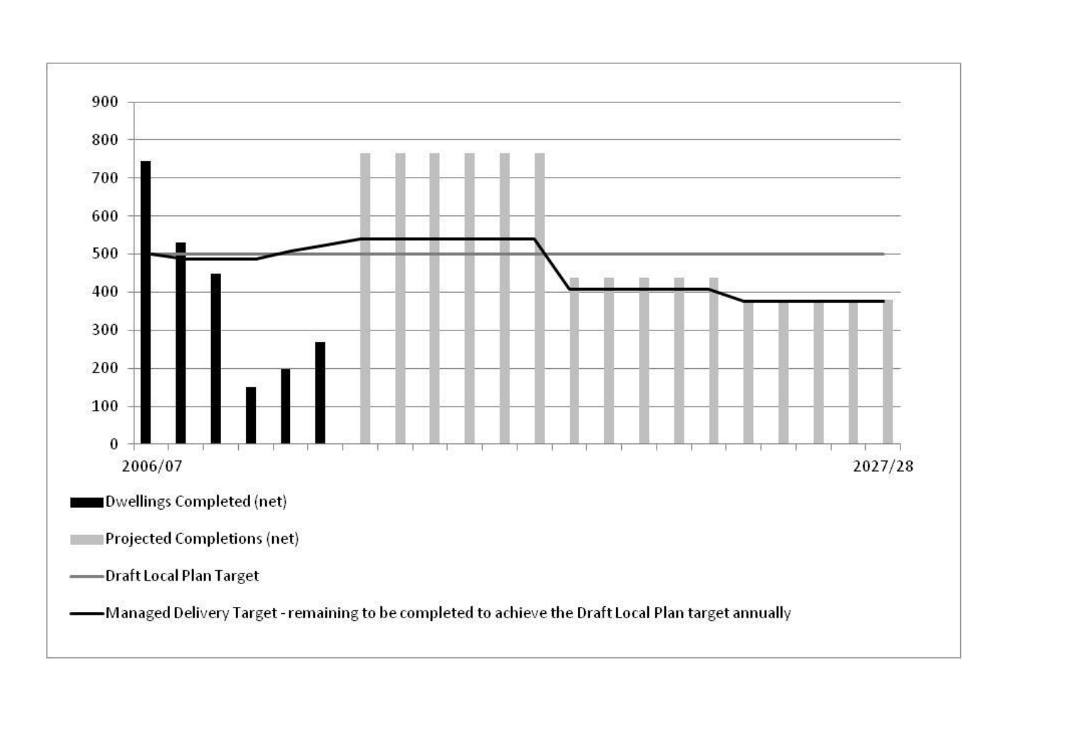900
800
700
600
500
400
300
200
100
0

2006/07 2027/28

Dwellings Completed (net)

Projected Completions (net)

Draft Local Plan Target

Managed Delivery Target - remaining to be completed to achieve the Draft Local Plan target annually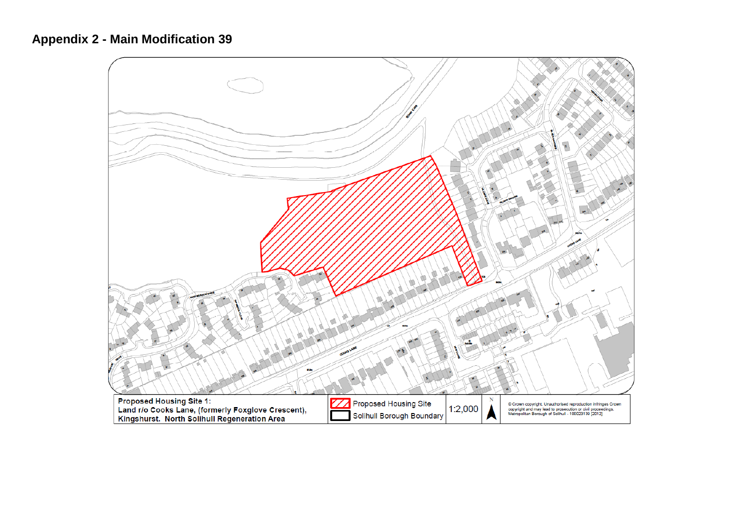# Appendix 2 - Main Modification 39

| Proposed Housing Site 1: Land r/o Cooks Lane, (formerly Foxglove Crescent), Kingshurst. North Solihull Regeneration Area | Proposed Housing Site / Solihull Borough Boundary | 1:2,000 | N | © Crown copyright. Unauthorised reproduction infringes Crown copyright and may lead to prosecution or civil proceedings. Metropolitan Borough of Solihull - 100023139 [2012] |
| --- | --- | --- | --- | --- |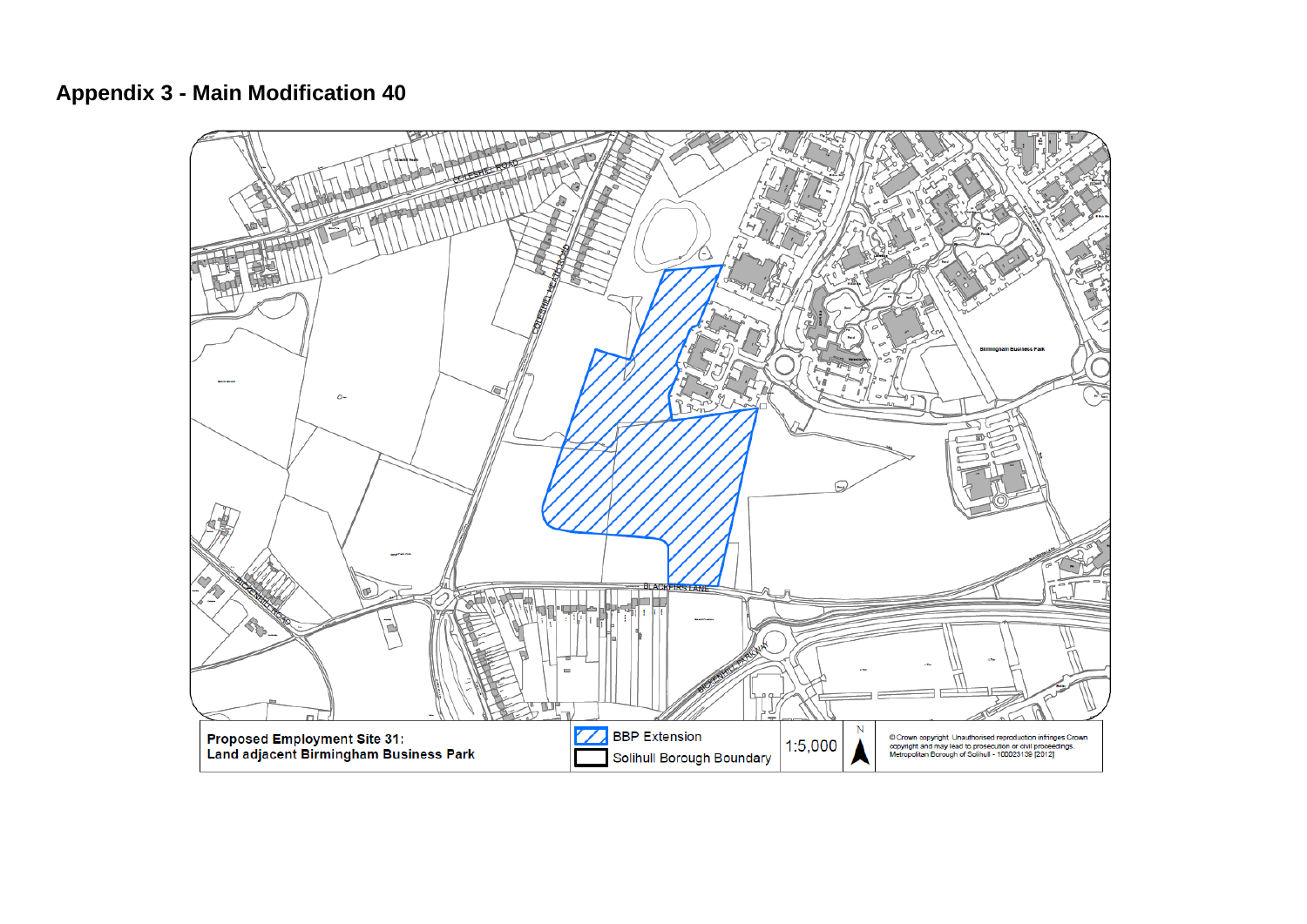# Appendix 3 - Main Modification 40

COLESHILL ROAD

COLESHILL HEATH ROAD

Birmingham Business Park

BLACKFIRS LANE

BICKENHILL ROAD

BICKENHILL PARKWAY

**Proposed Employment Site 31:**
**Land adjacent Birmingham Business Park**

BBP Extension

Solihull Borough Boundary

1:5,000

N

© Crown copyright. Unauthorised reproduction infringes Crown copyright and may lead to prosecution or civil proceedings. Metropolitan Borough of Solihull - 100023139 [2012]